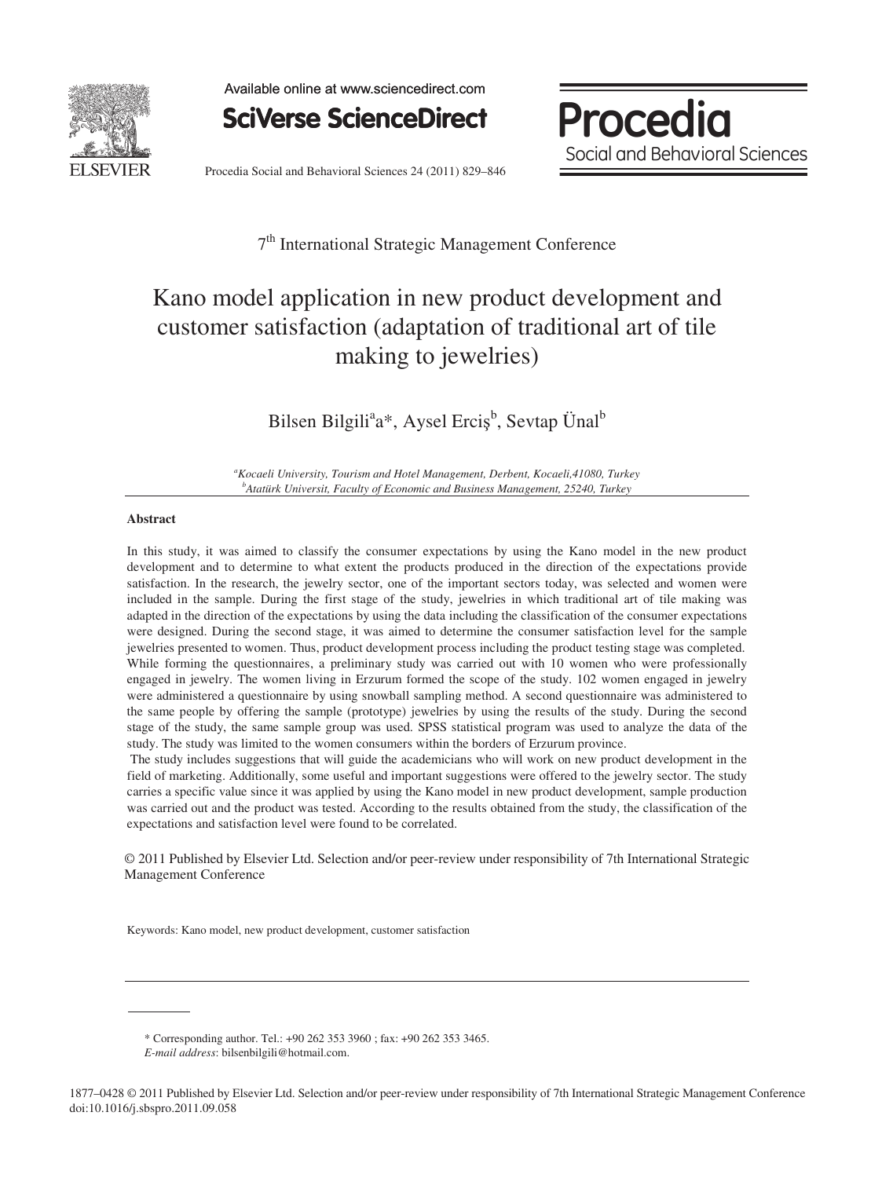7th International Strategic Management Conference

# Kano model application in new product development and customer satisfaction (adaptation of traditional art of tile making to jewelries)

Bilsen Bilgili[a]a*, Aysel Erciş[b], Sevtap Ünal[b]

[a]*Kocaeli University, Tourism and Hotel Management, Derbent, Kocaeli,41080, Turkey*
[b]*Atatürk Universit, Faculty of Economic and Business Management, 25240, Turkey*

## Abstract

In this study, it was aimed to classify the consumer expectations by using the Kano model in the new product development and to determine to what extent the products produced in the direction of the expectations provide satisfaction. In the research, the jewelry sector, one of the important sectors today, was selected and women were included in the sample. During the first stage of the study, jewelries in which traditional art of tile making was adapted in the direction of the expectations by using the data including the classification of the consumer expectations were designed. During the second stage, it was aimed to determine the consumer satisfaction level for the sample jewelries presented to women. Thus, product development process including the product testing stage was completed. While forming the questionnaires, a preliminary study was carried out with 10 women who were professionally engaged in jewelry. The women living in Erzurum formed the scope of the study. 102 women engaged in jewelry were administered a questionnaire by using snowball sampling method. A second questionnaire was administered to the same people by offering the sample (prototype) jewelries by using the results of the study. During the second stage of the study, the same sample group was used. SPSS statistical program was used to analyze the data of the study. The study was limited to the women consumers within the borders of Erzurum province.

The study includes suggestions that will guide the academicians who will work on new product development in the field of marketing. Additionally, some useful and important suggestions were offered to the jewelry sector. The study carries a specific value since it was applied by using the Kano model in new product development, sample production was carried out and the product was tested. According to the results obtained from the study, the classification of the expectations and satisfaction level were found to be correlated.

© 2011 Published by Elsevier Ltd. Selection and/or peer-review under responsibility of 7th International Strategic Management Conference

Keywords: Kano model, new product development, customer satisfaction

\* Corresponding author. Tel.: +90 262 353 3960 ; fax: +90 262 353 3465.
*E-mail address*: bilsenbilgili@hotmail.com.

1877–0428 © 2011 Published by Elsevier Ltd. Selection and/or peer-review under responsibility of 7th International Strategic Management Conference
doi:10.1016/j.sbspro.2011.09.058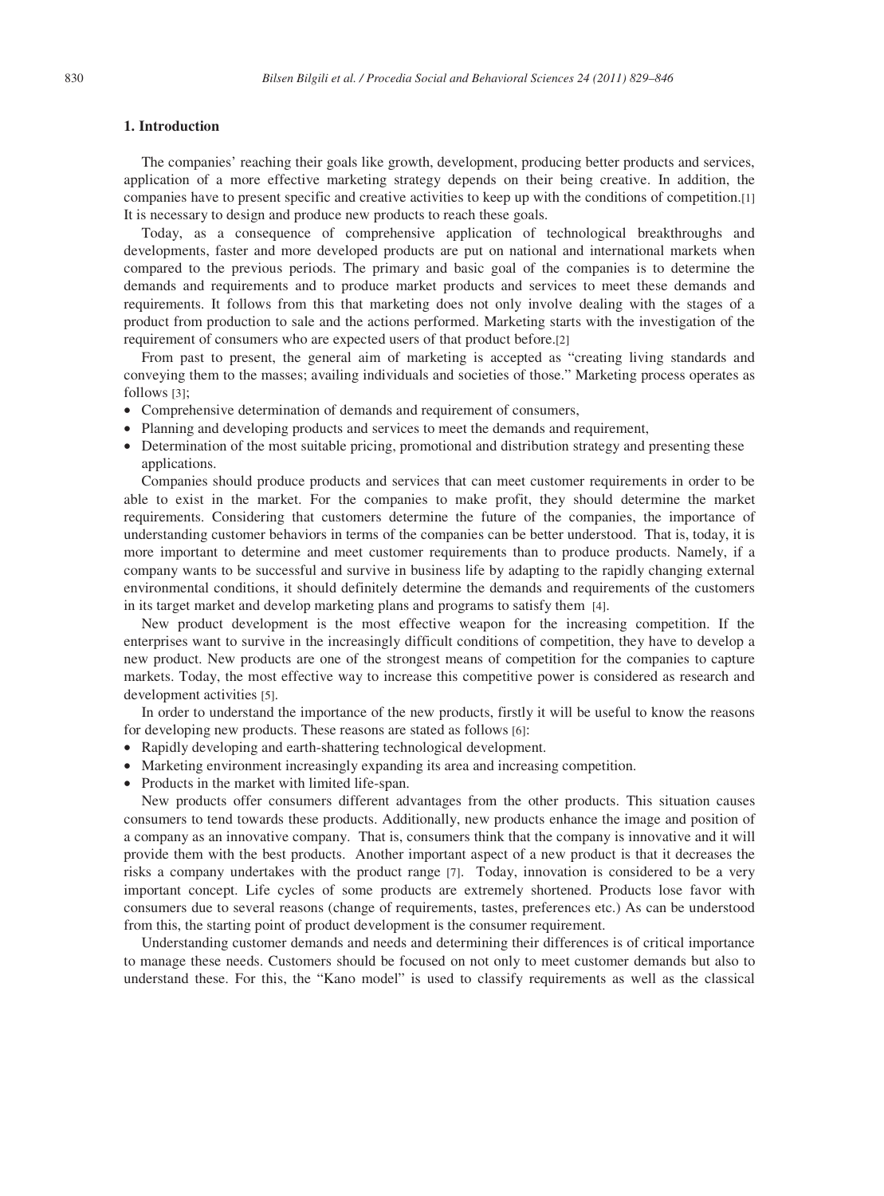## 1. Introduction

The companies' reaching their goals like growth, development, producing better products and services, application of a more effective marketing strategy depends on their being creative. In addition, the companies have to present specific and creative activities to keep up with the conditions of competition.[1] It is necessary to design and produce new products to reach these goals.

Today, as a consequence of comprehensive application of technological breakthroughs and developments, faster and more developed products are put on national and international markets when compared to the previous periods. The primary and basic goal of the companies is to determine the demands and requirements and to produce market products and services to meet these demands and requirements. It follows from this that marketing does not only involve dealing with the stages of a product from production to sale and the actions performed. Marketing starts with the investigation of the requirement of consumers who are expected users of that product before.[2]

From past to present, the general aim of marketing is accepted as "creating living standards and conveying them to the masses; availing individuals and societies of those." Marketing process operates as follows [3];

- Comprehensive determination of demands and requirement of consumers,
- Planning and developing products and services to meet the demands and requirement,
- Determination of the most suitable pricing, promotional and distribution strategy and presenting these applications.

Companies should produce products and services that can meet customer requirements in order to be able to exist in the market. For the companies to make profit, they should determine the market requirements. Considering that customers determine the future of the companies, the importance of understanding customer behaviors in terms of the companies can be better understood. That is, today, it is more important to determine and meet customer requirements than to produce products. Namely, if a company wants to be successful and survive in business life by adapting to the rapidly changing external environmental conditions, it should definitely determine the demands and requirements of the customers in its target market and develop marketing plans and programs to satisfy them [4].

New product development is the most effective weapon for the increasing competition. If the enterprises want to survive in the increasingly difficult conditions of competition, they have to develop a new product. New products are one of the strongest means of competition for the companies to capture markets. Today, the most effective way to increase this competitive power is considered as research and development activities [5].

In order to understand the importance of the new products, firstly it will be useful to know the reasons for developing new products. These reasons are stated as follows [6]:

- Rapidly developing and earth-shattering technological development.
- Marketing environment increasingly expanding its area and increasing competition.
- Products in the market with limited life-span.

New products offer consumers different advantages from the other products. This situation causes consumers to tend towards these products. Additionally, new products enhance the image and position of a company as an innovative company. That is, consumers think that the company is innovative and it will provide them with the best products. Another important aspect of a new product is that it decreases the risks a company undertakes with the product range [7]. Today, innovation is considered to be a very important concept. Life cycles of some products are extremely shortened. Products lose favor with consumers due to several reasons (change of requirements, tastes, preferences etc.) As can be understood from this, the starting point of product development is the consumer requirement.

Understanding customer demands and needs and determining their differences is of critical importance to manage these needs. Customers should be focused on not only to meet customer demands but also to understand these. For this, the "Kano model" is used to classify requirements as well as the classical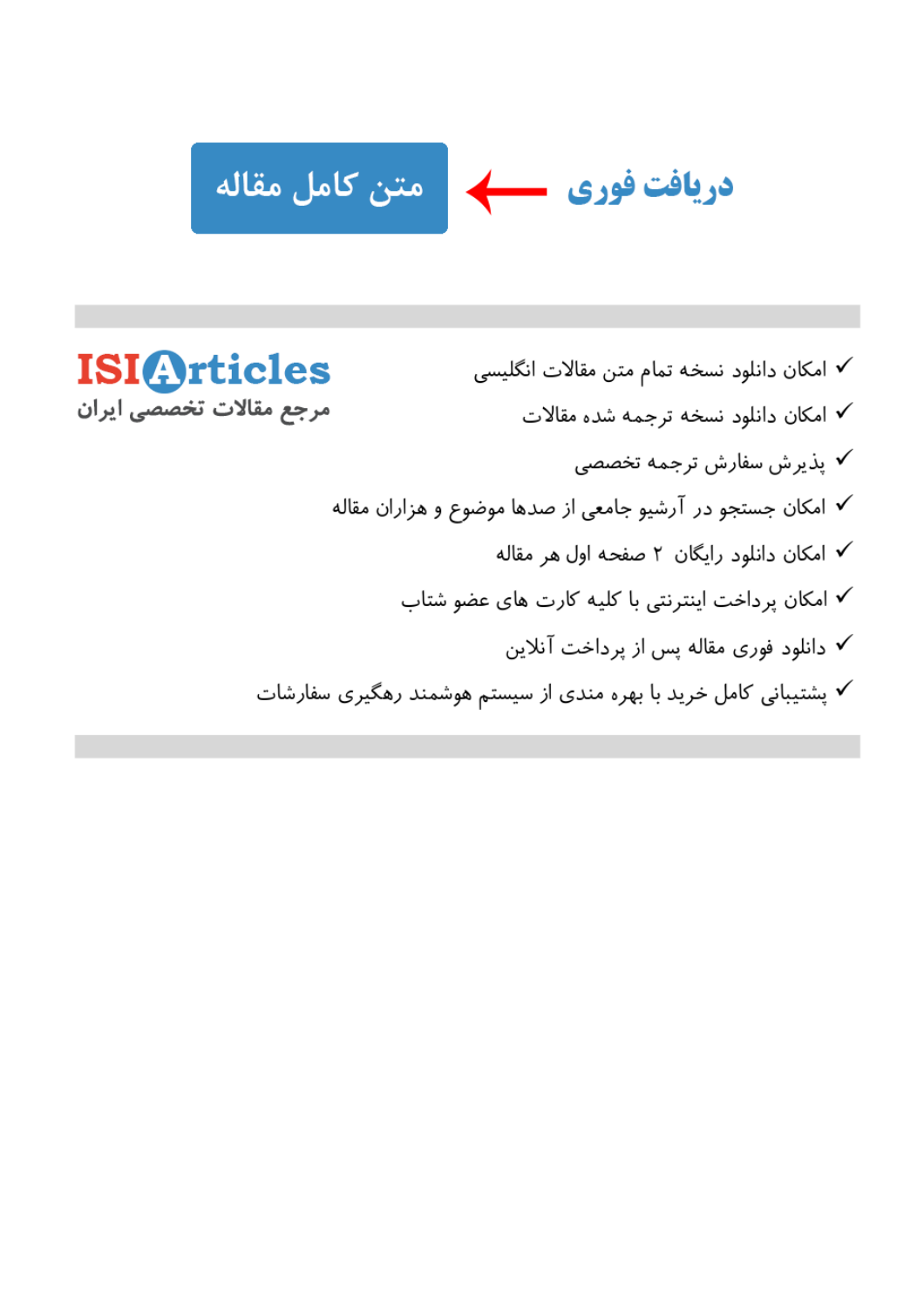متن کامل مقاله ← دریافت فوری

**ISIArticles**
مرجع مقالات تخصصی ایران

- ✓ امکان دانلود نسخه تمام متن مقالات انگلیسی
- ✓ امکان دانلود نسخه ترجمه شده مقالات
- ✓ پذیرش سفارش ترجمه تخصصی
- ✓ امکان جستجو در آرشیو جامعی از صدها موضوع و هزاران مقاله
- ✓ امکان دانلود رایگان ۲ صفحه اول هر مقاله
- ✓ امکان پرداخت اینترنتی با کلیه کارت های عضو شتاب
- ✓ دانلود فوری مقاله پس از پرداخت آنلاین
- ✓ پشتیبانی کامل خرید با بهره مندی از سیستم هوشمند رهگیری سفارشات